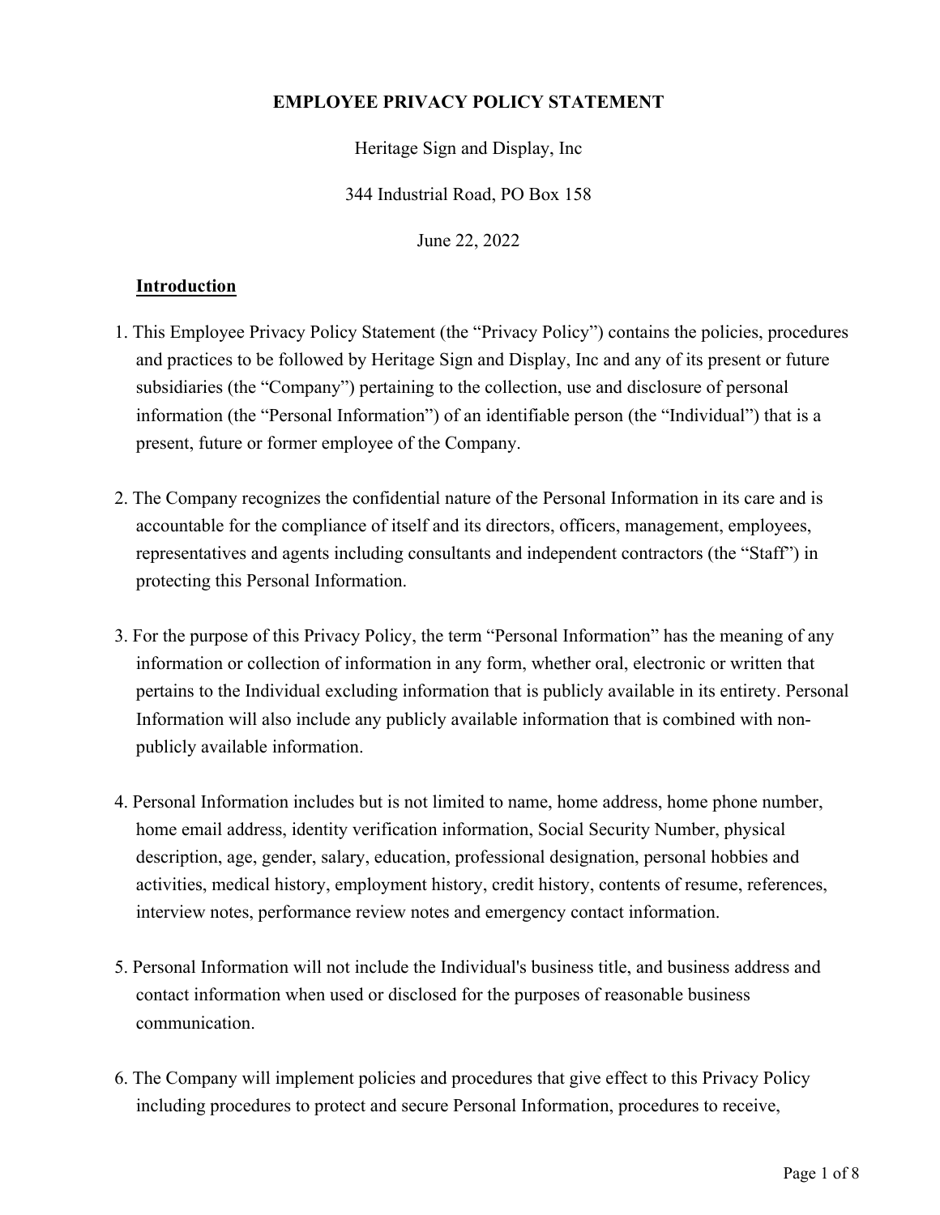# EMPLOYEE PRIVACY POLICY STATEMENT

Heritage Sign and Display, Inc

344 Industrial Road, PO Box 158

June 22, 2022

## Introduction

1. This Employee Privacy Policy Statement (the "Privacy Policy") contains the policies, procedures and practices to be followed by Heritage Sign and Display, Inc and any of its present or future subsidiaries (the "Company") pertaining to the collection, use and disclosure of personal information (the "Personal Information") of an identifiable person (the "Individual") that is a present, future or former employee of the Company.

2. The Company recognizes the confidential nature of the Personal Information in its care and is accountable for the compliance of itself and its directors, officers, management, employees, representatives and agents including consultants and independent contractors (the "Staff") in protecting this Personal Information.

3. For the purpose of this Privacy Policy, the term "Personal Information" has the meaning of any information or collection of information in any form, whether oral, electronic or written that pertains to the Individual excluding information that is publicly available in its entirety. Personal Information will also include any publicly available information that is combined with non-publicly available information.

4. Personal Information includes but is not limited to name, home address, home phone number, home email address, identity verification information, Social Security Number, physical description, age, gender, salary, education, professional designation, personal hobbies and activities, medical history, employment history, credit history, contents of resume, references, interview notes, performance review notes and emergency contact information.

5. Personal Information will not include the Individual's business title, and business address and contact information when used or disclosed for the purposes of reasonable business communication.

6. The Company will implement policies and procedures that give effect to this Privacy Policy including procedures to protect and secure Personal Information, procedures to receive,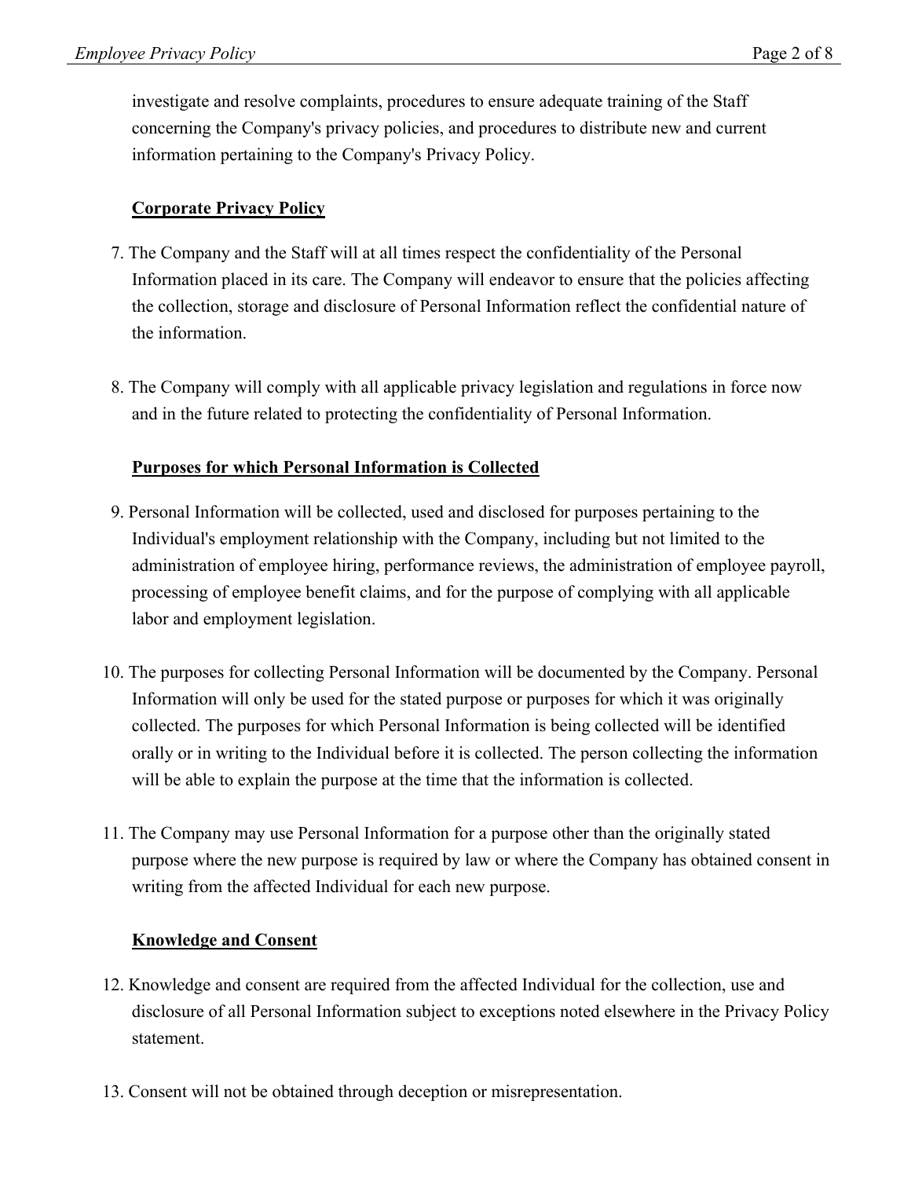investigate and resolve complaints, procedures to ensure adequate training of the Staff concerning the Company's privacy policies, and procedures to distribute new and current information pertaining to the Company's Privacy Policy.

**Corporate Privacy Policy**

7. The Company and the Staff will at all times respect the confidentiality of the Personal Information placed in its care. The Company will endeavor to ensure that the policies affecting the collection, storage and disclosure of Personal Information reflect the confidential nature of the information.

8. The Company will comply with all applicable privacy legislation and regulations in force now and in the future related to protecting the confidentiality of Personal Information.

**Purposes for which Personal Information is Collected**

9. Personal Information will be collected, used and disclosed for purposes pertaining to the Individual's employment relationship with the Company, including but not limited to the administration of employee hiring, performance reviews, the administration of employee payroll, processing of employee benefit claims, and for the purpose of complying with all applicable labor and employment legislation.

10. The purposes for collecting Personal Information will be documented by the Company. Personal Information will only be used for the stated purpose or purposes for which it was originally collected. The purposes for which Personal Information is being collected will be identified orally or in writing to the Individual before it is collected. The person collecting the information will be able to explain the purpose at the time that the information is collected.

11. The Company may use Personal Information for a purpose other than the originally stated purpose where the new purpose is required by law or where the Company has obtained consent in writing from the affected Individual for each new purpose.

**Knowledge and Consent**

12. Knowledge and consent are required from the affected Individual for the collection, use and disclosure of all Personal Information subject to exceptions noted elsewhere in the Privacy Policy statement.

13. Consent will not be obtained through deception or misrepresentation.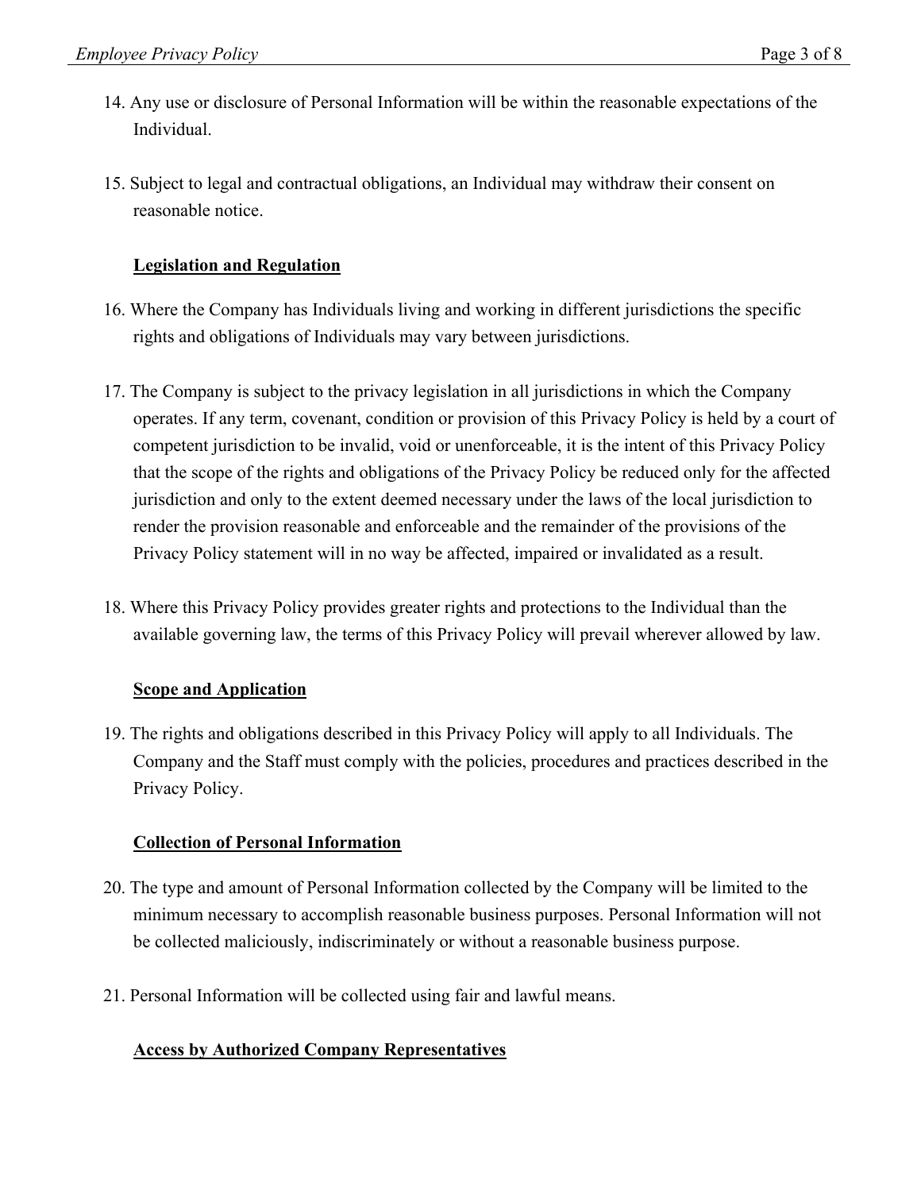14. Any use or disclosure of Personal Information will be within the reasonable expectations of the Individual.

15. Subject to legal and contractual obligations, an Individual may withdraw their consent on reasonable notice.

**Legislation and Regulation**

16. Where the Company has Individuals living and working in different jurisdictions the specific rights and obligations of Individuals may vary between jurisdictions.

17. The Company is subject to the privacy legislation in all jurisdictions in which the Company operates. If any term, covenant, condition or provision of this Privacy Policy is held by a court of competent jurisdiction to be invalid, void or unenforceable, it is the intent of this Privacy Policy that the scope of the rights and obligations of the Privacy Policy be reduced only for the affected jurisdiction and only to the extent deemed necessary under the laws of the local jurisdiction to render the provision reasonable and enforceable and the remainder of the provisions of the Privacy Policy statement will in no way be affected, impaired or invalidated as a result.

18. Where this Privacy Policy provides greater rights and protections to the Individual than the available governing law, the terms of this Privacy Policy will prevail wherever allowed by law.

**Scope and Application**

19. The rights and obligations described in this Privacy Policy will apply to all Individuals. The Company and the Staff must comply with the policies, procedures and practices described in the Privacy Policy.

**Collection of Personal Information**

20. The type and amount of Personal Information collected by the Company will be limited to the minimum necessary to accomplish reasonable business purposes. Personal Information will not be collected maliciously, indiscriminately or without a reasonable business purpose.

21. Personal Information will be collected using fair and lawful means.

**Access by Authorized Company Representatives**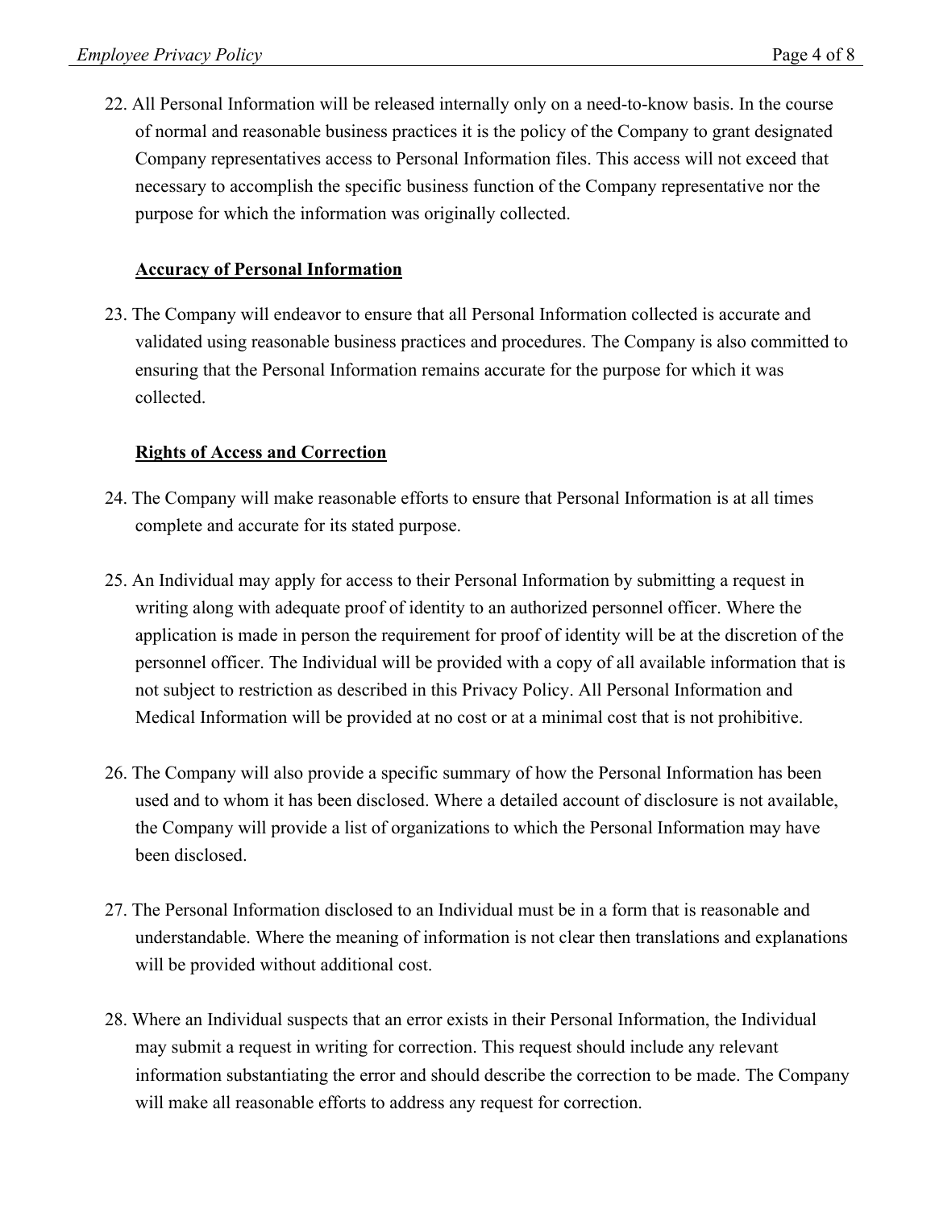22. All Personal Information will be released internally only on a need-to-know basis. In the course of normal and reasonable business practices it is the policy of the Company to grant designated Company representatives access to Personal Information files. This access will not exceed that necessary to accomplish the specific business function of the Company representative nor the purpose for which the information was originally collected.

## Accuracy of Personal Information

23. The Company will endeavor to ensure that all Personal Information collected is accurate and validated using reasonable business practices and procedures. The Company is also committed to ensuring that the Personal Information remains accurate for the purpose for which it was collected.

## Rights of Access and Correction

24. The Company will make reasonable efforts to ensure that Personal Information is at all times complete and accurate for its stated purpose.

25. An Individual may apply for access to their Personal Information by submitting a request in writing along with adequate proof of identity to an authorized personnel officer. Where the application is made in person the requirement for proof of identity will be at the discretion of the personnel officer. The Individual will be provided with a copy of all available information that is not subject to restriction as described in this Privacy Policy. All Personal Information and Medical Information will be provided at no cost or at a minimal cost that is not prohibitive.

26. The Company will also provide a specific summary of how the Personal Information has been used and to whom it has been disclosed. Where a detailed account of disclosure is not available, the Company will provide a list of organizations to which the Personal Information may have been disclosed.

27. The Personal Information disclosed to an Individual must be in a form that is reasonable and understandable. Where the meaning of information is not clear then translations and explanations will be provided without additional cost.

28. Where an Individual suspects that an error exists in their Personal Information, the Individual may submit a request in writing for correction. This request should include any relevant information substantiating the error and should describe the correction to be made. The Company will make all reasonable efforts to address any request for correction.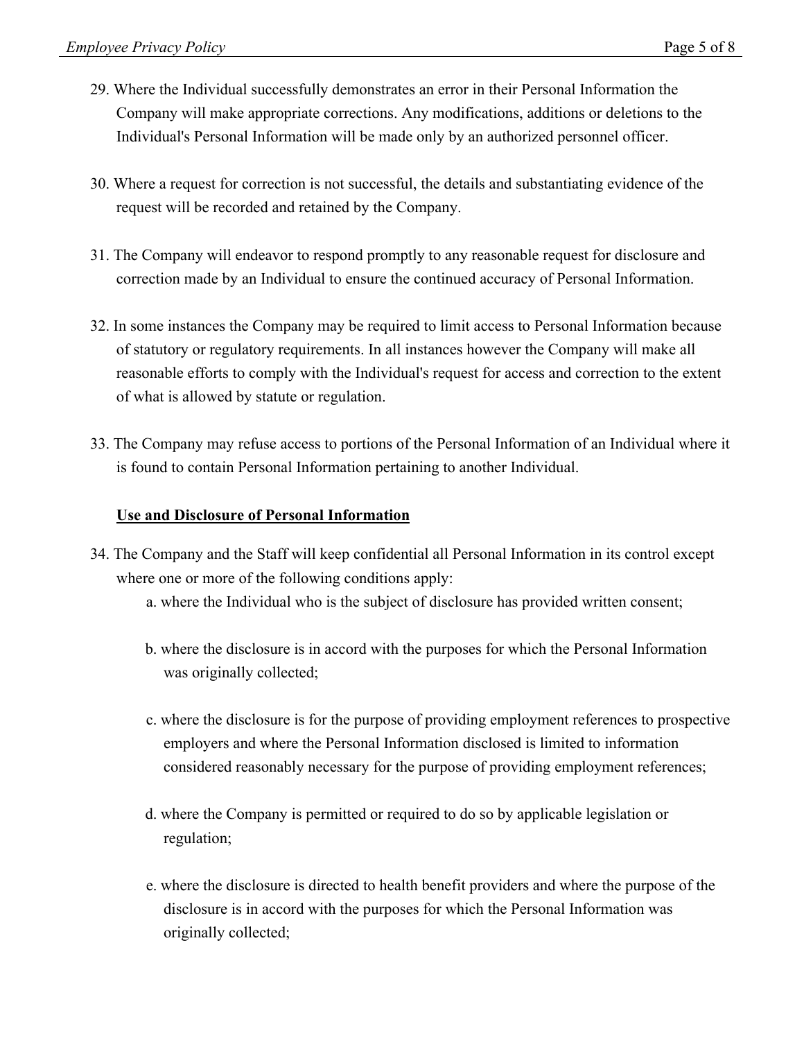29. Where the Individual successfully demonstrates an error in their Personal Information the Company will make appropriate corrections. Any modifications, additions or deletions to the Individual's Personal Information will be made only by an authorized personnel officer.

30. Where a request for correction is not successful, the details and substantiating evidence of the request will be recorded and retained by the Company.

31. The Company will endeavor to respond promptly to any reasonable request for disclosure and correction made by an Individual to ensure the continued accuracy of Personal Information.

32. In some instances the Company may be required to limit access to Personal Information because of statutory or regulatory requirements. In all instances however the Company will make all reasonable efforts to comply with the Individual's request for access and correction to the extent of what is allowed by statute or regulation.

33. The Company may refuse access to portions of the Personal Information of an Individual where it is found to contain Personal Information pertaining to another Individual.

**Use and Disclosure of Personal Information**

34. The Company and the Staff will keep confidential all Personal Information in its control except where one or more of the following conditions apply:

    a. where the Individual who is the subject of disclosure has provided written consent;

    b. where the disclosure is in accord with the purposes for which the Personal Information was originally collected;

    c. where the disclosure is for the purpose of providing employment references to prospective employers and where the Personal Information disclosed is limited to information considered reasonably necessary for the purpose of providing employment references;

    d. where the Company is permitted or required to do so by applicable legislation or regulation;

    e. where the disclosure is directed to health benefit providers and where the purpose of the disclosure is in accord with the purposes for which the Personal Information was originally collected;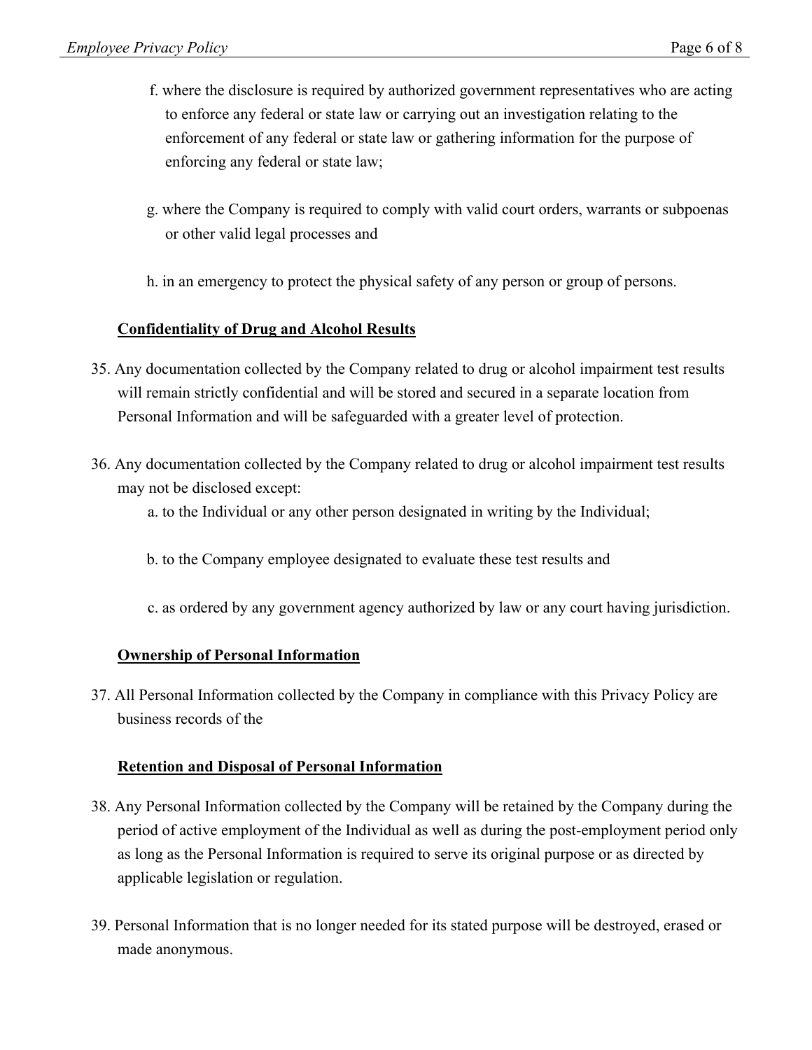f. where the disclosure is required by authorized government representatives who are acting to enforce any federal or state law or carrying out an investigation relating to the enforcement of any federal or state law or gathering information for the purpose of enforcing any federal or state law;

g. where the Company is required to comply with valid court orders, warrants or subpoenas or other valid legal processes and

h. in an emergency to protect the physical safety of any person or group of persons.

## Confidentiality of Drug and Alcohol Results

35. Any documentation collected by the Company related to drug or alcohol impairment test results will remain strictly confidential and will be stored and secured in a separate location from Personal Information and will be safeguarded with a greater level of protection.

36. Any documentation collected by the Company related to drug or alcohol impairment test results may not be disclosed except:

    a. to the Individual or any other person designated in writing by the Individual;

    b. to the Company employee designated to evaluate these test results and

    c. as ordered by any government agency authorized by law or any court having jurisdiction.

## Ownership of Personal Information

37. All Personal Information collected by the Company in compliance with this Privacy Policy are business records of the

## Retention and Disposal of Personal Information

38. Any Personal Information collected by the Company will be retained by the Company during the period of active employment of the Individual as well as during the post-employment period only as long as the Personal Information is required to serve its original purpose or as directed by applicable legislation or regulation.

39. Personal Information that is no longer needed for its stated purpose will be destroyed, erased or made anonymous.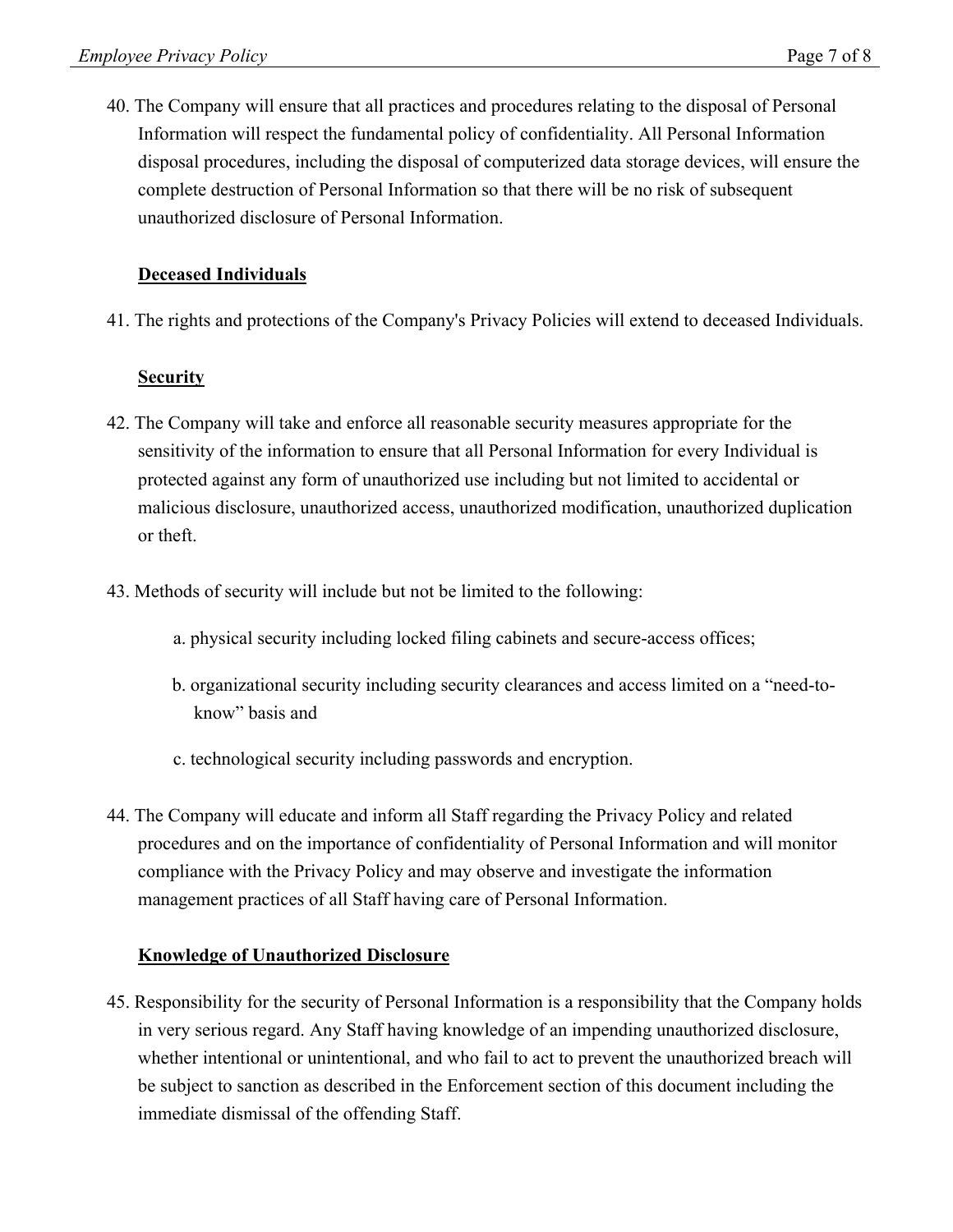40. The Company will ensure that all practices and procedures relating to the disposal of Personal Information will respect the fundamental policy of confidentiality. All Personal Information disposal procedures, including the disposal of computerized data storage devices, will ensure the complete destruction of Personal Information so that there will be no risk of subsequent unauthorized disclosure of Personal Information.

**Deceased Individuals**

41. The rights and protections of the Company's Privacy Policies will extend to deceased Individuals.

**Security**

42. The Company will take and enforce all reasonable security measures appropriate for the sensitivity of the information to ensure that all Personal Information for every Individual is protected against any form of unauthorized use including but not limited to accidental or malicious disclosure, unauthorized access, unauthorized modification, unauthorized duplication or theft.

43. Methods of security will include but not be limited to the following:

    a. physical security including locked filing cabinets and secure-access offices;

    b. organizational security including security clearances and access limited on a "need-to-know" basis and

    c. technological security including passwords and encryption.

44. The Company will educate and inform all Staff regarding the Privacy Policy and related procedures and on the importance of confidentiality of Personal Information and will monitor compliance with the Privacy Policy and may observe and investigate the information management practices of all Staff having care of Personal Information.

**Knowledge of Unauthorized Disclosure**

45. Responsibility for the security of Personal Information is a responsibility that the Company holds in very serious regard. Any Staff having knowledge of an impending unauthorized disclosure, whether intentional or unintentional, and who fail to act to prevent the unauthorized breach will be subject to sanction as described in the Enforcement section of this document including the immediate dismissal of the offending Staff.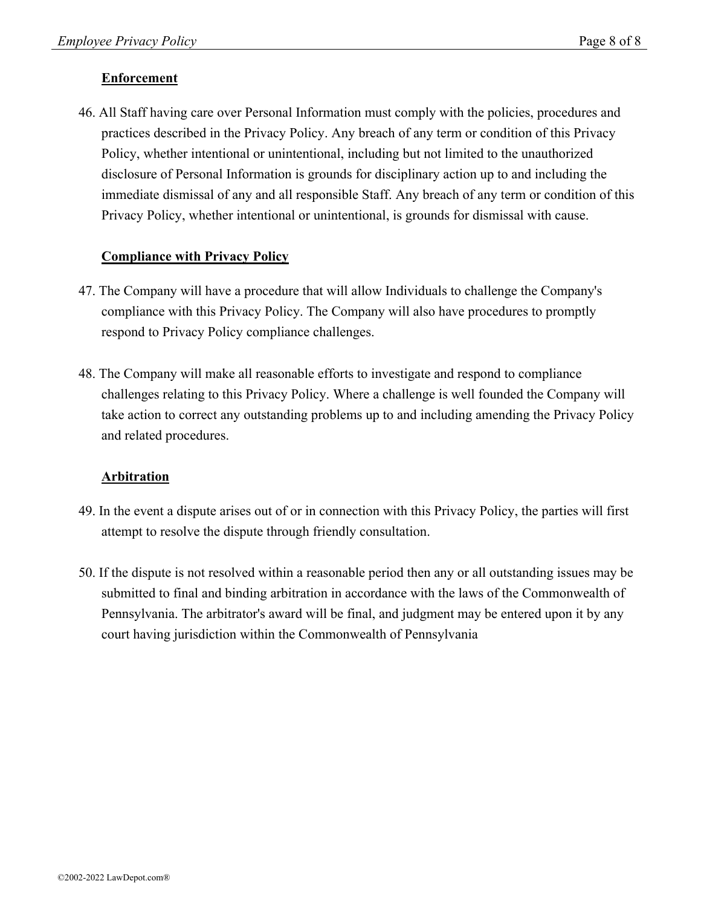**Enforcement**

46. All Staff having care over Personal Information must comply with the policies, procedures and practices described in the Privacy Policy. Any breach of any term or condition of this Privacy Policy, whether intentional or unintentional, including but not limited to the unauthorized disclosure of Personal Information is grounds for disciplinary action up to and including the immediate dismissal of any and all responsible Staff. Any breach of any term or condition of this Privacy Policy, whether intentional or unintentional, is grounds for dismissal with cause.

**Compliance with Privacy Policy**

47. The Company will have a procedure that will allow Individuals to challenge the Company's compliance with this Privacy Policy. The Company will also have procedures to promptly respond to Privacy Policy compliance challenges.

48. The Company will make all reasonable efforts to investigate and respond to compliance challenges relating to this Privacy Policy. Where a challenge is well founded the Company will take action to correct any outstanding problems up to and including amending the Privacy Policy and related procedures.

**Arbitration**

49. In the event a dispute arises out of or in connection with this Privacy Policy, the parties will first attempt to resolve the dispute through friendly consultation.

50. If the dispute is not resolved within a reasonable period then any or all outstanding issues may be submitted to final and binding arbitration in accordance with the laws of the Commonwealth of Pennsylvania. The arbitrator's award will be final, and judgment may be entered upon it by any court having jurisdiction within the Commonwealth of Pennsylvania

©2002-2022 LawDepot.com®